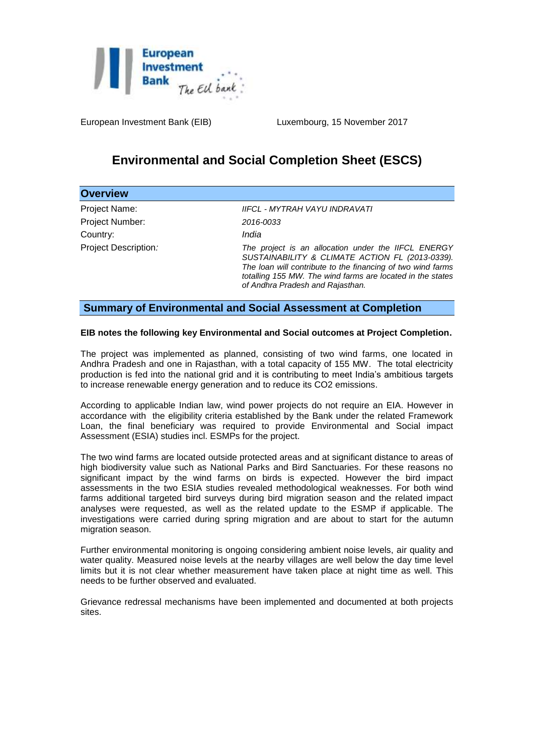European Investment Bank (EIB) Luxembourg, 15 November 2017

# Environmental and Social Completion Sheet (ESCS)

## Overview

| | |
|---|---|
| Project Name: | *IIFCL - MYTRAH VAYU INDRAVATI* |
| Project Number: | *2016-0033* |
| Country: | *India* |
| Project Description*:* | *The project is an allocation under the IIFCL ENERGY SUSTAINABILITY & CLIMATE ACTION FL (2013-0339). The loan will contribute to the financing of two wind farms totalling 155 MW. The wind farms are located in the states of Andhra Pradesh and Rajasthan.* |

## Summary of Environmental and Social Assessment at Completion

**EIB notes the following key Environmental and Social outcomes at Project Completion.**

The project was implemented as planned, consisting of two wind farms, one located in Andhra Pradesh and one in Rajasthan, with a total capacity of 155 MW. The total electricity production is fed into the national grid and it is contributing to meet India's ambitious targets to increase renewable energy generation and to reduce its $CO_2$ emissions.

According to applicable Indian law, wind power projects do not require an EIA. However in accordance with the eligibility criteria established by the Bank under the related Framework Loan, the final beneficiary was required to provide Environmental and Social impact Assessment (ESIA) studies incl. ESMPs for the project.

The two wind farms are located outside protected areas and at significant distance to areas of high biodiversity value such as National Parks and Bird Sanctuaries. For these reasons no significant impact by the wind farms on birds is expected. However the bird impact assessments in the two ESIA studies revealed methodological weaknesses. For both wind farms additional targeted bird surveys during bird migration season and the related impact analyses were requested, as well as the related update to the ESMP if applicable. The investigations were carried during spring migration and are about to start for the autumn migration season.

Further environmental monitoring is ongoing considering ambient noise levels, air quality and water quality. Measured noise levels at the nearby villages are well below the day time level limits but it is not clear whether measurement have taken place at night time as well. This needs to be further observed and evaluated.

Grievance redressal mechanisms have been implemented and documented at both projects sites.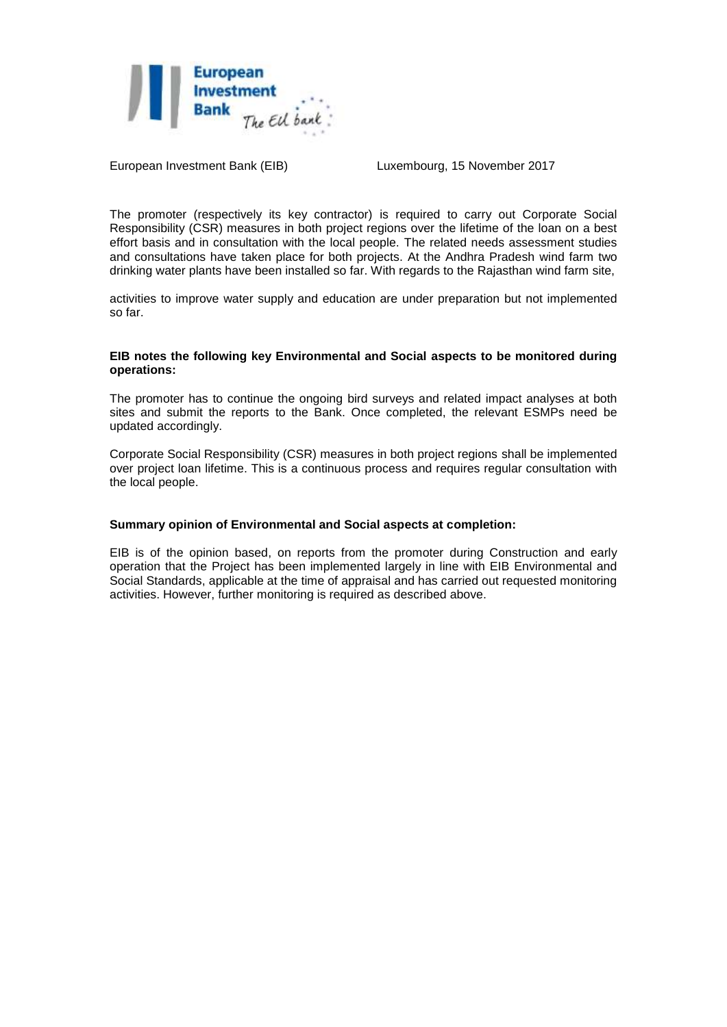European Investment Bank (EIB) Luxembourg, 15 November 2017

The promoter (respectively its key contractor) is required to carry out Corporate Social Responsibility (CSR) measures in both project regions over the lifetime of the loan on a best effort basis and in consultation with the local people. The related needs assessment studies and consultations have taken place for both projects. At the Andhra Pradesh wind farm two drinking water plants have been installed so far. With regards to the Rajasthan wind farm site,

activities to improve water supply and education are under preparation but not implemented so far.

**EIB notes the following key Environmental and Social aspects to be monitored during operations:**

The promoter has to continue the ongoing bird surveys and related impact analyses at both sites and submit the reports to the Bank. Once completed, the relevant ESMPs need be updated accordingly.

Corporate Social Responsibility (CSR) measures in both project regions shall be implemented over project loan lifetime. This is a continuous process and requires regular consultation with the local people.

**Summary opinion of Environmental and Social aspects at completion:**

EIB is of the opinion based, on reports from the promoter during Construction and early operation that the Project has been implemented largely in line with EIB Environmental and Social Standards, applicable at the time of appraisal and has carried out requested monitoring activities. However, further monitoring is required as described above.